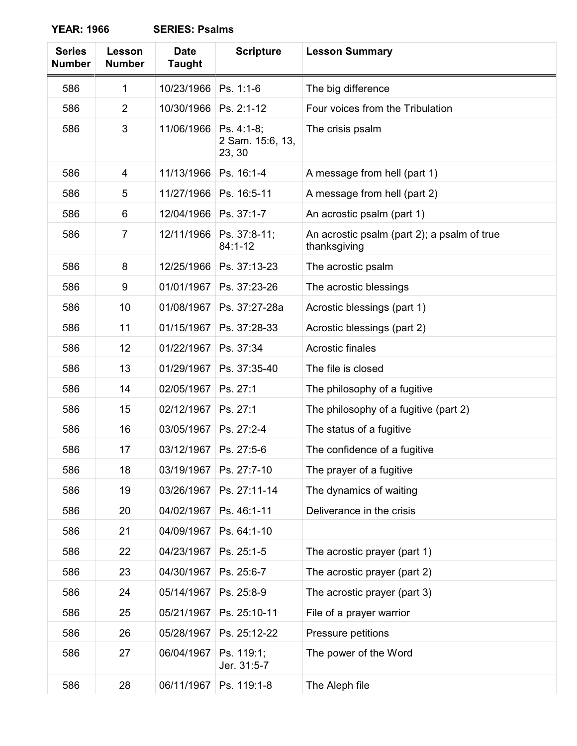**YEAR: 1966** **SERIES: Psalms**

| Series Number | Lesson Number | Date Taught | Scripture | Lesson Summary |
|---|---|---|---|---|
| 586 | 1 | 10/23/1966 | Ps. 1:1-6 | The big difference |
| 586 | 2 | 10/30/1966 | Ps. 2:1-12 | Four voices from the Tribulation |
| 586 | 3 | 11/06/1966 | Ps. 4:1-8; 2 Sam. 15:6, 13, 23, 30 | The crisis psalm |
| 586 | 4 | 11/13/1966 | Ps. 16:1-4 | A message from hell (part 1) |
| 586 | 5 | 11/27/1966 | Ps. 16:5-11 | A message from hell (part 2) |
| 586 | 6 | 12/04/1966 | Ps. 37:1-7 | An acrostic psalm (part 1) |
| 586 | 7 | 12/11/1966 | Ps. 37:8-11; 84:1-12 | An acrostic psalm (part 2); a psalm of true thanksgiving |
| 586 | 8 | 12/25/1966 | Ps. 37:13-23 | The acrostic psalm |
| 586 | 9 | 01/01/1967 | Ps. 37:23-26 | The acrostic blessings |
| 586 | 10 | 01/08/1967 | Ps. 37:27-28a | Acrostic blessings (part 1) |
| 586 | 11 | 01/15/1967 | Ps. 37:28-33 | Acrostic blessings (part 2) |
| 586 | 12 | 01/22/1967 | Ps. 37:34 | Acrostic finales |
| 586 | 13 | 01/29/1967 | Ps. 37:35-40 | The file is closed |
| 586 | 14 | 02/05/1967 | Ps. 27:1 | The philosophy of a fugitive |
| 586 | 15 | 02/12/1967 | Ps. 27:1 | The philosophy of a fugitive (part 2) |
| 586 | 16 | 03/05/1967 | Ps. 27:2-4 | The status of a fugitive |
| 586 | 17 | 03/12/1967 | Ps. 27:5-6 | The confidence of a fugitive |
| 586 | 18 | 03/19/1967 | Ps. 27:7-10 | The prayer of a fugitive |
| 586 | 19 | 03/26/1967 | Ps. 27:11-14 | The dynamics of waiting |
| 586 | 20 | 04/02/1967 | Ps. 46:1-11 | Deliverance in the crisis |
| 586 | 21 | 04/09/1967 | Ps. 64:1-10 | |
| 586 | 22 | 04/23/1967 | Ps. 25:1-5 | The acrostic prayer (part 1) |
| 586 | 23 | 04/30/1967 | Ps. 25:6-7 | The acrostic prayer (part 2) |
| 586 | 24 | 05/14/1967 | Ps. 25:8-9 | The acrostic prayer (part 3) |
| 586 | 25 | 05/21/1967 | Ps. 25:10-11 | File of a prayer warrior |
| 586 | 26 | 05/28/1967 | Ps. 25:12-22 | Pressure petitions |
| 586 | 27 | 06/04/1967 | Ps. 119:1; Jer. 31:5-7 | The power of the Word |
| 586 | 28 | 06/11/1967 | Ps. 119:1-8 | The Aleph file |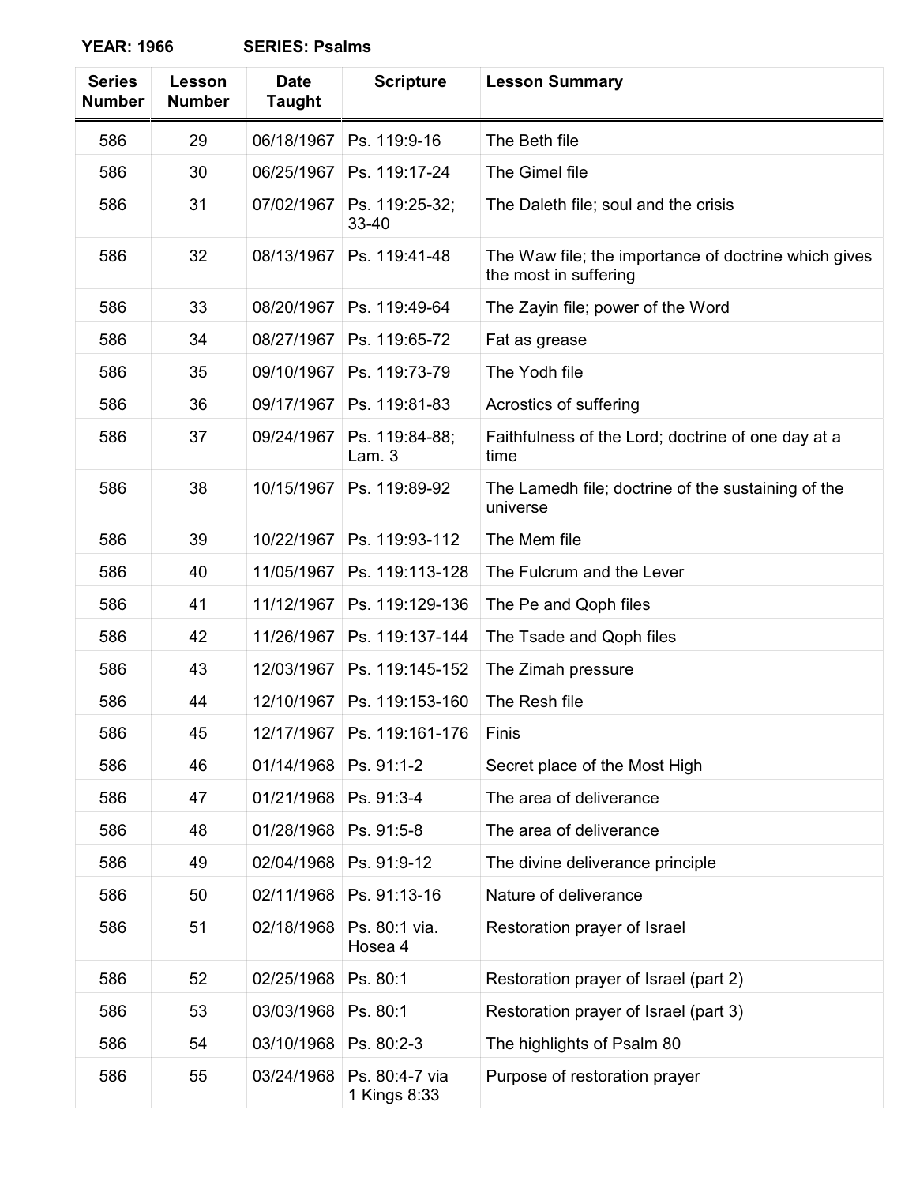**YEAR: 1966 SERIES: Psalms**

| Series Number | Lesson Number | Date Taught | Scripture | Lesson Summary |
|---|---|---|---|---|
| 586 | 29 | 06/18/1967 | Ps. 119:9-16 | The Beth file |
| 586 | 30 | 06/25/1967 | Ps. 119:17-24 | The Gimel file |
| 586 | 31 | 07/02/1967 | Ps. 119:25-32; 33-40 | The Daleth file; soul and the crisis |
| 586 | 32 | 08/13/1967 | Ps. 119:41-48 | The Waw file; the importance of doctrine which gives the most in suffering |
| 586 | 33 | 08/20/1967 | Ps. 119:49-64 | The Zayin file; power of the Word |
| 586 | 34 | 08/27/1967 | Ps. 119:65-72 | Fat as grease |
| 586 | 35 | 09/10/1967 | Ps. 119:73-79 | The Yodh file |
| 586 | 36 | 09/17/1967 | Ps. 119:81-83 | Acrostics of suffering |
| 586 | 37 | 09/24/1967 | Ps. 119:84-88; Lam. 3 | Faithfulness of the Lord; doctrine of one day at a time |
| 586 | 38 | 10/15/1967 | Ps. 119:89-92 | The Lamedh file; doctrine of the sustaining of the universe |
| 586 | 39 | 10/22/1967 | Ps. 119:93-112 | The Mem file |
| 586 | 40 | 11/05/1967 | Ps. 119:113-128 | The Fulcrum and the Lever |
| 586 | 41 | 11/12/1967 | Ps. 119:129-136 | The Pe and Qoph files |
| 586 | 42 | 11/26/1967 | Ps. 119:137-144 | The Tsade and Qoph files |
| 586 | 43 | 12/03/1967 | Ps. 119:145-152 | The Zimah pressure |
| 586 | 44 | 12/10/1967 | Ps. 119:153-160 | The Resh file |
| 586 | 45 | 12/17/1967 | Ps. 119:161-176 | Finis |
| 586 | 46 | 01/14/1968 | Ps. 91:1-2 | Secret place of the Most High |
| 586 | 47 | 01/21/1968 | Ps. 91:3-4 | The area of deliverance |
| 586 | 48 | 01/28/1968 | Ps. 91:5-8 | The area of deliverance |
| 586 | 49 | 02/04/1968 | Ps. 91:9-12 | The divine deliverance principle |
| 586 | 50 | 02/11/1968 | Ps. 91:13-16 | Nature of deliverance |
| 586 | 51 | 02/18/1968 | Ps. 80:1 via. Hosea 4 | Restoration prayer of Israel |
| 586 | 52 | 02/25/1968 | Ps. 80:1 | Restoration prayer of Israel (part 2) |
| 586 | 53 | 03/03/1968 | Ps. 80:1 | Restoration prayer of Israel (part 3) |
| 586 | 54 | 03/10/1968 | Ps. 80:2-3 | The highlights of Psalm 80 |
| 586 | 55 | 03/24/1968 | Ps. 80:4-7 via 1 Kings 8:33 | Purpose of restoration prayer |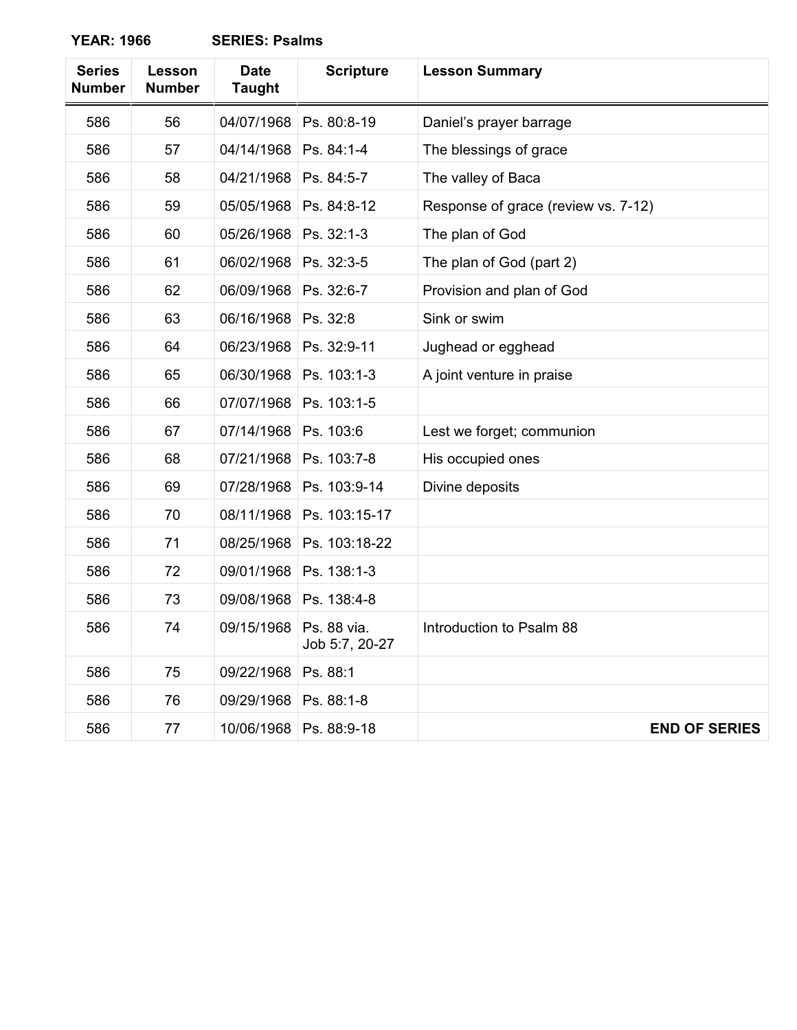**YEAR: 1966 SERIES: Psalms**

| Series Number | Lesson Number | Date Taught | Scripture | Lesson Summary |
|---|---|---|---|---|
| 586 | 56 | 04/07/1968 | Ps. 80:8-19 | Daniel's prayer barrage |
| 586 | 57 | 04/14/1968 | Ps. 84:1-4 | The blessings of grace |
| 586 | 58 | 04/21/1968 | Ps. 84:5-7 | The valley of Baca |
| 586 | 59 | 05/05/1968 | Ps. 84:8-12 | Response of grace (review vs. 7-12) |
| 586 | 60 | 05/26/1968 | Ps. 32:1-3 | The plan of God |
| 586 | 61 | 06/02/1968 | Ps. 32:3-5 | The plan of God (part 2) |
| 586 | 62 | 06/09/1968 | Ps. 32:6-7 | Provision and plan of God |
| 586 | 63 | 06/16/1968 | Ps. 32:8 | Sink or swim |
| 586 | 64 | 06/23/1968 | Ps. 32:9-11 | Jughead or egghead |
| 586 | 65 | 06/30/1968 | Ps. 103:1-3 | A joint venture in praise |
| 586 | 66 | 07/07/1968 | Ps. 103:1-5 | |
| 586 | 67 | 07/14/1968 | Ps. 103:6 | Lest we forget; communion |
| 586 | 68 | 07/21/1968 | Ps. 103:7-8 | His occupied ones |
| 586 | 69 | 07/28/1968 | Ps. 103:9-14 | Divine deposits |
| 586 | 70 | 08/11/1968 | Ps. 103:15-17 | |
| 586 | 71 | 08/25/1968 | Ps. 103:18-22 | |
| 586 | 72 | 09/01/1968 | Ps. 138:1-3 | |
| 586 | 73 | 09/08/1968 | Ps. 138:4-8 | |
| 586 | 74 | 09/15/1968 | Ps. 88 via. Job 5:7, 20-27 | Introduction to Psalm 88 |
| 586 | 75 | 09/22/1968 | Ps. 88:1 | |
| 586 | 76 | 09/29/1968 | Ps. 88:1-8 | |
| 586 | 77 | 10/06/1968 | Ps. 88:9-18 | **END OF SERIES** |